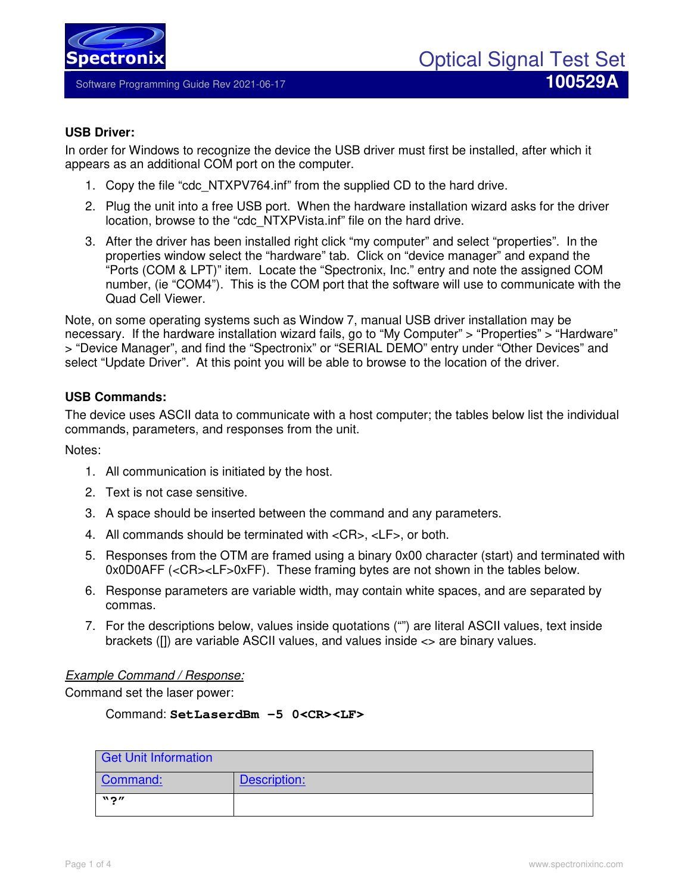**USB Driver:**

In order for Windows to recognize the device the USB driver must first be installed, after which it appears as an additional COM port on the computer.

1. Copy the file “cdc_NTXPV764.inf” from the supplied CD to the hard drive.
2. Plug the unit into a free USB port. When the hardware installation wizard asks for the driver location, browse to the “cdc_NTXPVista.inf” file on the hard drive.
3. After the driver has been installed right click “my computer” and select “properties”. In the properties window select the “hardware” tab. Click on “device manager” and expand the “Ports (COM & LPT)” item. Locate the “Spectronix, Inc.” entry and note the assigned COM number, (ie “COM4”). This is the COM port that the software will use to communicate with the Quad Cell Viewer.

Note, on some operating systems such as Window 7, manual USB driver installation may be necessary. If the hardware installation wizard fails, go to “My Computer” > “Properties” > “Hardware” > “Device Manager”, and find the “Spectronix” or “SERIAL DEMO” entry under “Other Devices” and select “Update Driver”. At this point you will be able to browse to the location of the driver.

**USB Commands:**

The device uses ASCII data to communicate with a host computer; the tables below list the individual commands, parameters, and responses from the unit.

Notes:

1. All communication is initiated by the host.
2. Text is not case sensitive.
3. A space should be inserted between the command and any parameters.
4. All commands should be terminated with <CR>, <LF>, or both.
5. Responses from the OTM are framed using a binary 0x00 character (start) and terminated with 0x0D0AFF (<CR><LF>0xFF). These framing bytes are not shown in the tables below.
6. Response parameters are variable width, may contain white spaces, and are separated by commas.
7. For the descriptions below, values inside quotations (“”) are literal ASCII values, text inside brackets ([]) are variable ASCII values, and values inside <> are binary values.

*Example Command / Response:*

Command set the laser power:

Command: **SetLaserdBm -5 0<CR><LF>**

| Get Unit Information | |
|---|---|
| Command: | Description: |
| **“?”** | |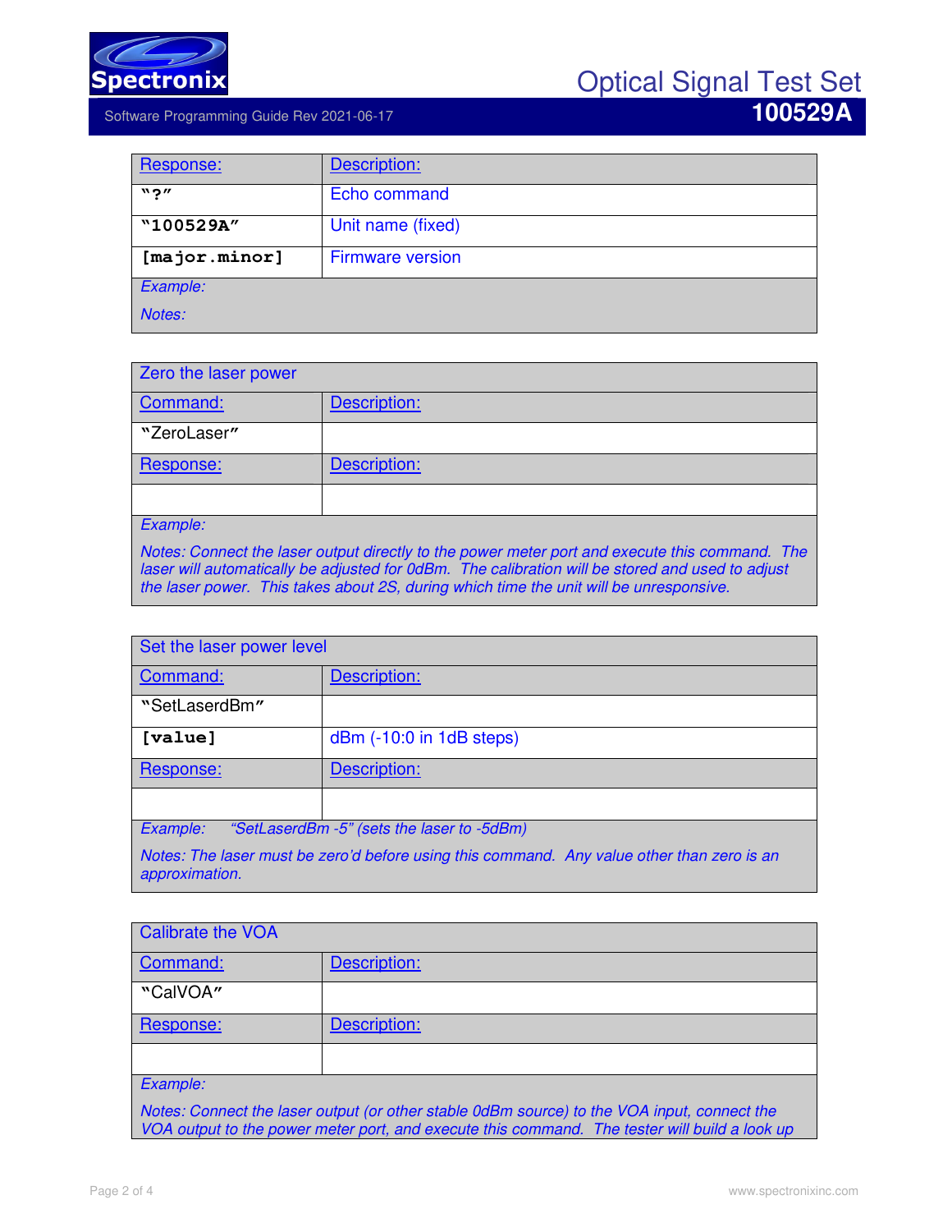| Response: | Description: |
|---|---|
| "?" | Echo command |
| "100529A" | Unit name (fixed) |
| [major.minor] | Firmware version |
| *Example:* | |
| *Notes:* | |

| Zero the laser power | |
|---|---|
| Command: | Description: |
| "ZeroLaser" | |
| Response: | Description: |
| | |
| *Example:* | |
| *Notes: Connect the laser output directly to the power meter port and execute this command. The laser will automatically be adjusted for 0dBm. The calibration will be stored and used to adjust the laser power. This takes about 2S, during which time the unit will be unresponsive.* | |

| Set the laser power level | |
|---|---|
| Command: | Description: |
| "SetLaserdBm" | |
| [value] | dBm (-10:0 in 1dB steps) |
| Response: | Description: |
| | |
| *Example: "SetLaserdBm -5" (sets the laser to -5dBm)* | |
| *Notes: The laser must be zero'd before using this command. Any value other than zero is an approximation.* | |

| Calibrate the VOA | |
|---|---|
| Command: | Description: |
| "CalVOA" | |
| Response: | Description: |
| | |
| *Example:* | |
| *Notes: Connect the laser output (or other stable 0dBm source) to the VOA input, connect the VOA output to the power meter port, and execute this command. The tester will build a look up* | |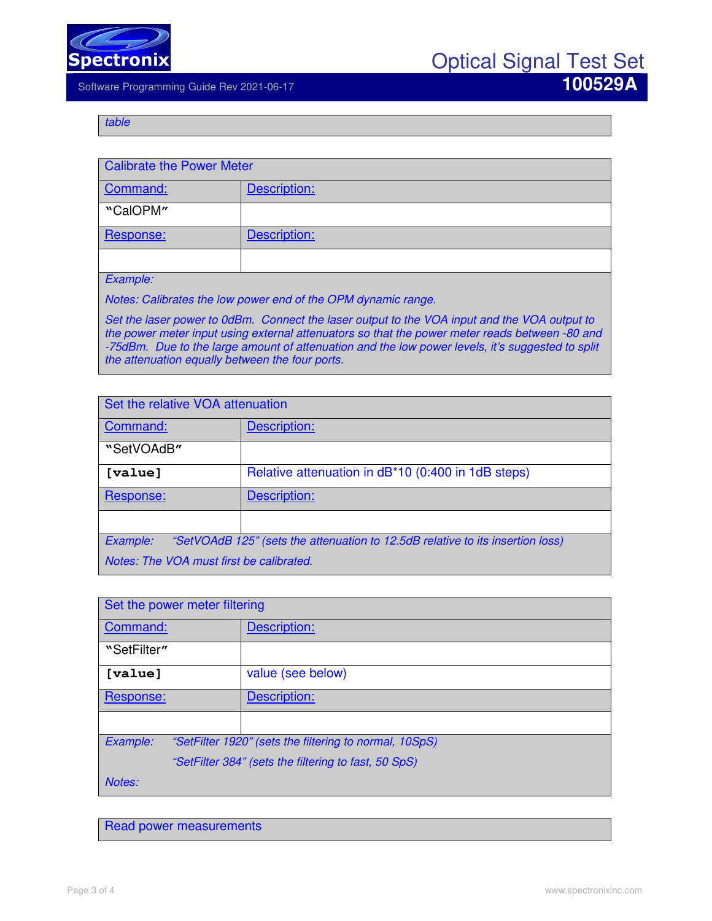| *table* |
|---|

| Calibrate the Power Meter | |
|---|---|
| Command: | Description: |
| "CalOPM" | |
| Response: | Description: |
| | |
| *Example:* | |
| *Notes: Calibrates the low power end of the OPM dynamic range.* | |
| *Set the laser power to 0dBm. Connect the laser output to the VOA input and the VOA output to the power meter input using external attenuators so that the power meter reads between -80 and -75dBm. Due to the large amount of attenuation and the low power levels, it's suggested to split the attenuation equally between the four ports.* | |

| Set the relative VOA attenuation | |
|---|---|
| Command: | Description: |
| "SetVOAdB" | |
| **[value]** | Relative attenuation in dB*10 (0:400 in 1dB steps) |
| Response: | Description: |
| | |
| *Example: "SetVOAdB 125" (sets the attenuation to 12.5dB relative to its insertion loss)* | |
| *Notes: The VOA must first be calibrated.* | |

| Set the power meter filtering | |
|---|---|
| Command: | Description: |
| "SetFilter" | |
| **[value]** | value (see below) |
| Response: | Description: |
| | |
| *Example: "SetFilter 1920" (sets the filtering to normal, 10SpS)* | |
| *"SetFilter 384" (sets the filtering to fast, 50 SpS)* | |
| *Notes:* | |

| Read power measurements |
|---|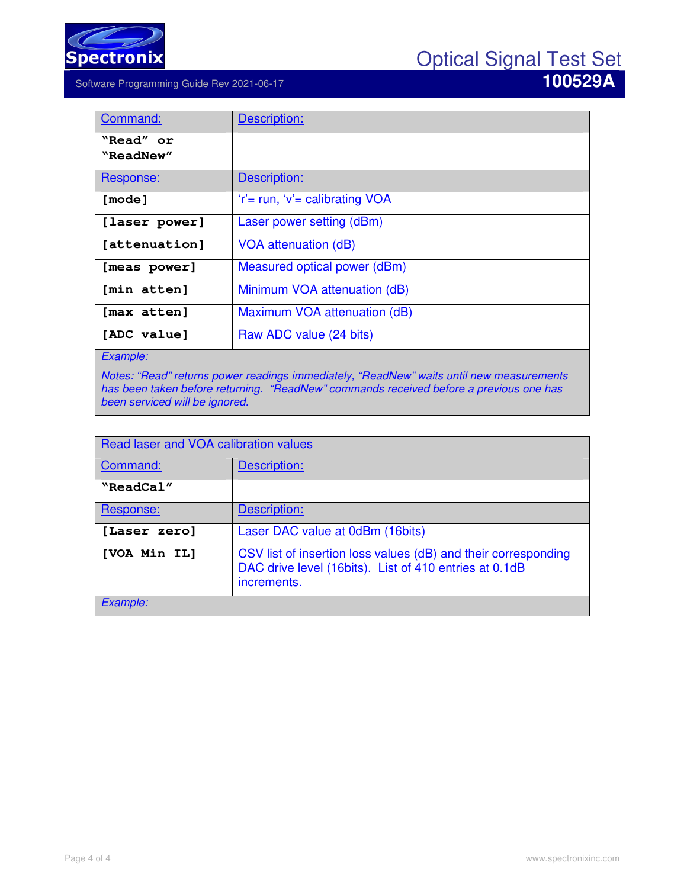| Command: | Description: |
|---|---|
| "Read" or "ReadNew" | |
| **Response:** | **Description:** |
| [mode] | 'r'= run, 'v'= calibrating VOA |
| [laser power] | Laser power setting (dBm) |
| [attenuation] | VOA attenuation (dB) |
| [meas power] | Measured optical power (dBm) |
| [min atten] | Minimum VOA attenuation (dB) |
| [max atten] | Maximum VOA attenuation (dB) |
| [ADC value] | Raw ADC value (24 bits) |

*Example:*

*Notes: "Read" returns power readings immediately, "ReadNew" waits until new measurements has been taken before returning. "ReadNew" commands received before a previous one has been serviced will be ignored.*

Read laser and VOA calibration values

| Command: | Description: |
|---|---|
| "ReadCal" | |
| **Response:** | **Description:** |
| [Laser zero] | Laser DAC value at 0dBm (16bits) |
| [VOA Min IL] | CSV list of insertion loss values (dB) and their corresponding DAC drive level (16bits). List of 410 entries at 0.1dB increments. |

*Example:*